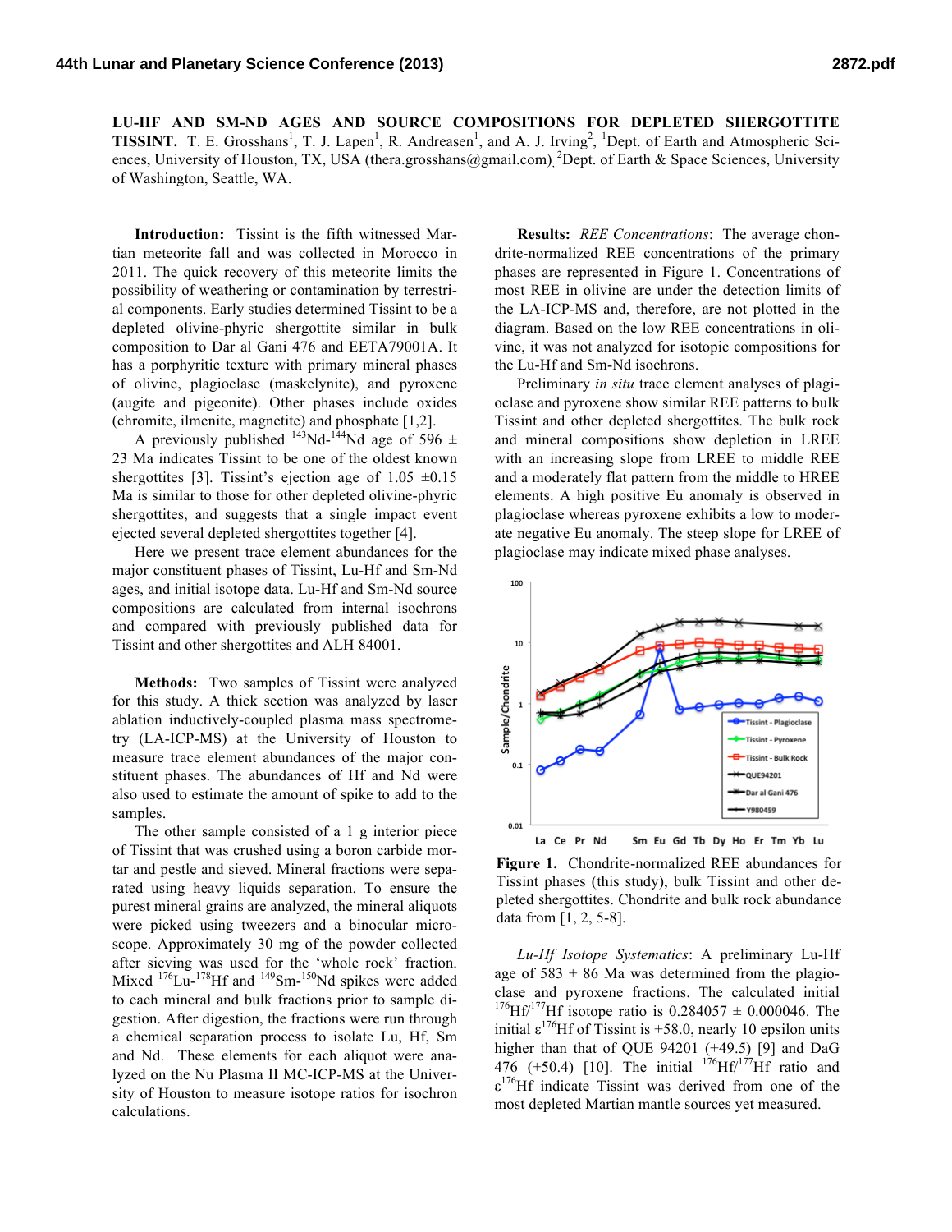# LU-HF AND SM-ND AGES AND SOURCE COMPOSITIONS FOR DEPLETED SHERGOTTITE TISSINT.

T. E. Grosshans[1], T. J. Lapen[1], R. Andreasen[1], and A. J. Irving[2], [1]Dept. of Earth and Atmospheric Sciences, University of Houston, TX, USA (thera.grosshans@gmail.com), [2]Dept. of Earth & Space Sciences, University of Washington, Seattle, WA.

**Introduction:** Tissint is the fifth witnessed Martian meteorite fall and was collected in Morocco in 2011. The quick recovery of this meteorite limits the possibility of weathering or contamination by terrestrial components. Early studies determined Tissint to be a depleted olivine-phyric shergottite similar in bulk composition to Dar al Gani 476 and EETA79001A. It has a porphyritic texture with primary mineral phases of olivine, plagioclase (maskelynite), and pyroxene (augite and pigeonite). Other phases include oxides (chromite, ilmenite, magnetite) and phosphate [1,2].

A previously published $^{143}$Nd-$^{144}$Nd age of 596 ± 23 Ma indicates Tissint to be one of the oldest known shergottites [3]. Tissint's ejection age of 1.05 ±0.15 Ma is similar to those for other depleted olivine-phyric shergottites, and suggests that a single impact event ejected several depleted shergottites together [4].

Here we present trace element abundances for the major constituent phases of Tissint, Lu-Hf and Sm-Nd ages, and initial isotope data. Lu-Hf and Sm-Nd source compositions are calculated from internal isochrons and compared with previously published data for Tissint and other shergottites and ALH 84001.

**Methods:** Two samples of Tissint were analyzed for this study. A thick section was analyzed by laser ablation inductively-coupled plasma mass spectrometry (LA-ICP-MS) at the University of Houston to measure trace element abundances of the major constituent phases. The abundances of Hf and Nd were also used to estimate the amount of spike to add to the samples.

The other sample consisted of a 1 g interior piece of Tissint that was crushed using a boron carbide mortar and pestle and sieved. Mineral fractions were separated using heavy liquids separation. To ensure the purest mineral grains are analyzed, the mineral aliquots were picked using tweezers and a binocular microscope. Approximately 30 mg of the powder collected after sieving was used for the 'whole rock' fraction. Mixed $^{176}$Lu-$^{178}$Hf and $^{149}$Sm-$^{150}$Nd spikes were added to each mineral and bulk fractions prior to sample digestion. After digestion, the fractions were run through a chemical separation process to isolate Lu, Hf, Sm and Nd. These elements for each aliquot were analyzed on the Nu Plasma II MC-ICP-MS at the University of Houston to measure isotope ratios for isochron calculations.

**Results:** *REE Concentrations*: The average chondrite-normalized REE concentrations of the primary phases are represented in Figure 1. Concentrations of most REE in olivine are under the detection limits of the LA-ICP-MS and, therefore, are not plotted in the diagram. Based on the low REE concentrations in olivine, it was not analyzed for isotopic compositions for the Lu-Hf and Sm-Nd isochrons.

Preliminary *in situ* trace element analyses of plagioclase and pyroxene show similar REE patterns to bulk Tissint and other depleted shergottites. The bulk rock and mineral compositions show depletion in LREE with an increasing slope from LREE to middle REE and a moderately flat pattern from the middle to HREE elements. A high positive Eu anomaly is observed in plagioclase whereas pyroxene exhibits a low to moderate negative Eu anomaly. The steep slope for LREE of plagioclase may indicate mixed phase analyses.

**Figure 1.** Chondrite-normalized REE abundances for Tissint phases (this study), bulk Tissint and other depleted shergottites. Chondrite and bulk rock abundance data from [1, 2, 5-8].

*Lu-Hf Isotope Systematics*: A preliminary Lu-Hf age of 583 ± 86 Ma was determined from the plagioclase and pyroxene fractions. The calculated initial $^{176}$Hf/$^{177}$Hf isotope ratio is 0.284057 ± 0.000046. The initial $\varepsilon^{176}$Hf of Tissint is +58.0, nearly 10 epsilon units higher than that of QUE 94201 (+49.5) [9] and DaG 476 (+50.4) [10]. The initial $^{176}$Hf/$^{177}$Hf ratio and $\varepsilon^{176}$Hf indicate Tissint was derived from one of the most depleted Martian mantle sources yet measured.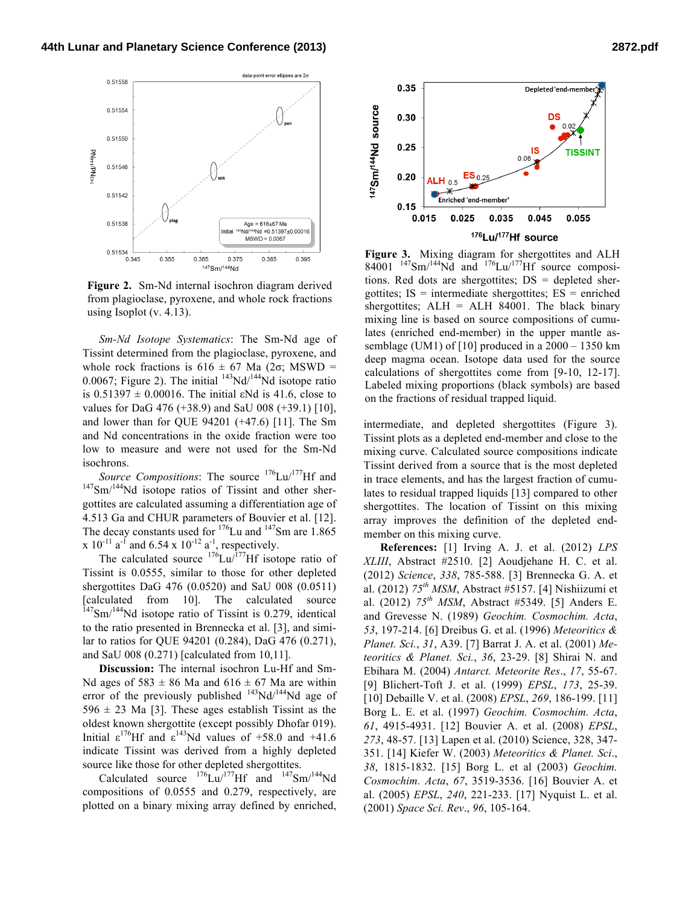data-point error ellipses are 2σ

0.51558
0.51554
0.51550
0.51546
0.51542
0.51538
0.51534

$^{143}$Nd/$^{144}$Nd

0.345 0.355 0.365 0.375 0.385 0.395

$^{147}$Sm/$^{144}$Nd

pxn

WR

plag

Age = 616±67 Ma
Initial $^{143}$Nd/$^{144}$Nd =0.51397±0.00016
MSWD = 0.0067

**Figure 2.** Sm-Nd internal isochron diagram derived from plagioclase, pyroxene, and whole rock fractions using Isoplot (v. 4.13).

*Sm-Nd Isotope Systematics*: The Sm-Nd age of Tissint determined from the plagioclase, pyroxene, and whole rock fractions is 616 ± 67 Ma (2σ; MSWD = 0.0067; Figure 2). The initial $^{143}$Nd/$^{144}$Nd isotope ratio is 0.51397 ± 0.00016. The initial εNd is 41.6, close to values for DaG 476 (+38.9) and SaU 008 (+39.1) [10], and lower than for QUE 94201 (+47.6) [11]. The Sm and Nd concentrations in the oxide fraction were too low to measure and were not used for the Sm-Nd isochrons.

*Source Compositions*: The source $^{176}$Lu/$^{177}$Hf and $^{147}$Sm/$^{144}$Nd isotope ratios of Tissint and other shergottites are calculated assuming a differentiation age of 4.513 Ga and CHUR parameters of Bouvier et al. [12]. The decay constants used for $^{176}$Lu and $^{147}$Sm are 1.865 x $10^{-11}$ $a^{-1}$ and 6.54 x $10^{-12}$ $a^{-1}$, respectively.

The calculated source $^{176}$Lu/$^{177}$Hf isotope ratio of Tissint is 0.0555, similar to those for other depleted shergottites DaG 476 (0.0520) and SaU 008 (0.0511) [calculated from 10]. The calculated source $^{147}$Sm/$^{144}$Nd isotope ratio of Tissint is 0.279, identical to the ratio presented in Brennecka et al. [3], and similar to ratios for QUE 94201 (0.284), DaG 476 (0.271), and SaU 008 (0.271) [calculated from 10,11].

**Discussion:** The internal isochron Lu-Hf and Sm-Nd ages of 583 ± 86 Ma and 616 ± 67 Ma are within error of the previously published $^{143}$Nd/$^{144}$Nd age of 596 ± 23 Ma [3]. These ages establish Tissint as the oldest known shergottite (except possibly Dhofar 019). Initial ε$^{176}$Hf and ε$^{143}$Nd values of +58.0 and +41.6 indicate Tissint was derived from a highly depleted source like those for other depleted shergottites.

Calculated source $^{176}$Lu/$^{177}$Hf and $^{147}$Sm/$^{144}$Nd compositions of 0.0555 and 0.279, respectively, are plotted on a binary mixing array defined by enriched, intermediate, and depleted shergottites (Figure 3). Tissint plots as a depleted end-member and close to the mixing curve. Calculated source compositions indicate Tissint derived from a source that is the most depleted in trace elements, and has the largest fraction of cumulates to residual trapped liquids [13] compared to other shergottites. The location of Tissint on this mixing array improves the definition of the depleted end-member on this mixing curve.

0.35
0.30
0.25
0.20
0.15

$^{147}$Sm/$^{144}$Nd source

0.015 0.025 0.035 0.045 0.055

$^{176}$Lu/$^{177}$Hf source

Depleted 'end-member'
DS
0.02
TISSINT
IS
0.06
ES
0.25
ALH
0.5
Enriched 'end-member'

**Figure 3.** Mixing diagram for shergottites and ALH 84001 $^{147}$Sm/$^{144}$Nd and $^{176}$Lu/$^{177}$Hf source compositions. Red dots are shergottites; DS = depleted shergottites; IS = intermediate shergottites; ES = enriched shergottites; ALH = ALH 84001. The black binary mixing line is based on source compositions of cumulates (enriched end-member) in the upper mantle assemblage (UM1) of [10] produced in a 2000 – 1350 km deep magma ocean. Isotope data used for the source calculations of shergottites come from [9-10, 12-17]. Labeled mixing proportions (black symbols) are based on the fractions of residual trapped liquid.

**References:** [1] Irving A. J. et al. (2012) *LPS XLIII*, Abstract #2510. [2] Aoudjehane H. C. et al. (2012) *Science*, *338*, 785-588. [3] Brennecka G. A. et al. (2012) *75$^{th}$ MSM*, Abstract #5157. [4] Nishiizumi et al. (2012) *75$^{th}$ MSM*, Abstract #5349. [5] Anders E. and Grevesse N. (1989) *Geochim. Cosmochim. Acta*, *53*, 197-214. [6] Dreibus G. et al. (1996) *Meteoritics & Planet. Sci.*, *31*, A39. [7] Barrat J. A. et al. (2001) *Meteoritics & Planet. Sci.*, *36*, 23-29. [8] Shirai N. and Ebihara M. (2004) *Antarct. Meteorite Res.*, *17*, 55-67. [9] Blichert-Toft J. et al. (1999) *EPSL*, *173*, 25-39. [10] Debaille V. et al. (2008) *EPSL*, *269*, 186-199. [11] Borg L. E. et al. (1997) *Geochim. Cosmochim. Acta*, *61*, 4915-4931. [12] Bouvier A. et al. (2008) *EPSL*, *273*, 48-57. [13] Lapen et al. (2010) Science, 328, 347-351. [14] Kiefer W. (2003) *Meteoritics & Planet. Sci.*, *38*, 1815-1832. [15] Borg L. et al (2003) *Geochim. Cosmochim. Acta*, *67*, 3519-3536. [16] Bouvier A. et al. (2005) *EPSL*, *240*, 221-233. [17] Nyquist L. et al. (2001) *Space Sci. Rev*., *96*, 105-164.